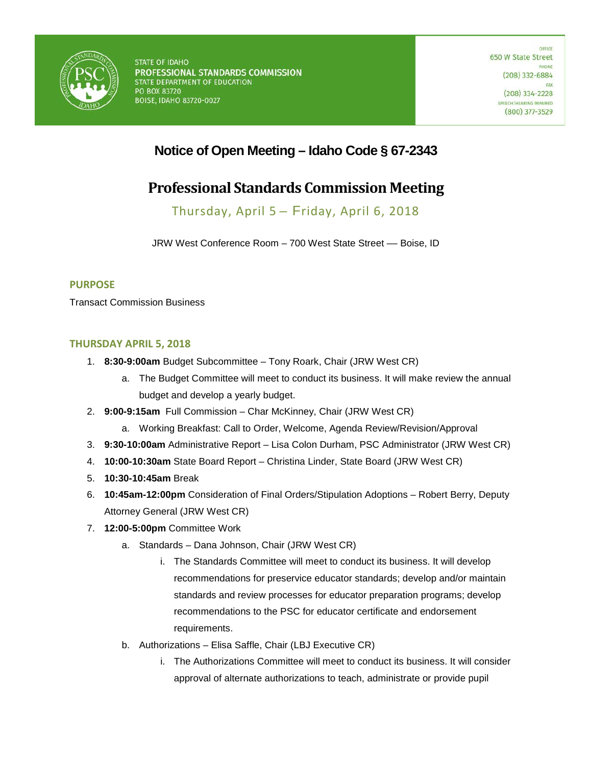STATE OF IDAHO
**PROFESSIONAL STANDARDS COMMISSION**
STATE DEPARTMENT OF EDUCATION
PO BOX 83720
BOISE, IDAHO 83720-0027

OFFICE
650 W State Street
PHONE
(208) 332-6884
FAX
(208) 334-2228
SPEECH/HEARING IMPAIRED
(800) 377-3529

# Notice of Open Meeting – Idaho Code § 67-2343

# Professional Standards Commission Meeting

Thursday, April 5 – Friday, April 6, 2018

JRW West Conference Room – 700 West State Street — Boise, ID

## PURPOSE

Transact Commission Business

## THURSDAY APRIL 5, 2018

1. **8:30-9:00am** Budget Subcommittee – Tony Roark, Chair (JRW West CR)
   a. The Budget Committee will meet to conduct its business. It will make review the annual budget and develop a yearly budget.
2. **9:00-9:15am** Full Commission – Char McKinney, Chair (JRW West CR)
   a. Working Breakfast: Call to Order, Welcome, Agenda Review/Revision/Approval
3. **9:30-10:00am** Administrative Report – Lisa Colon Durham, PSC Administrator (JRW West CR)
4. **10:00-10:30am** State Board Report – Christina Linder, State Board (JRW West CR)
5. **10:30-10:45am** Break
6. **10:45am-12:00pm** Consideration of Final Orders/Stipulation Adoptions – Robert Berry, Deputy Attorney General (JRW West CR)
7. **12:00-5:00pm** Committee Work
   a. Standards – Dana Johnson, Chair (JRW West CR)
      i. The Standards Committee will meet to conduct its business. It will develop recommendations for preservice educator standards; develop and/or maintain standards and review processes for educator preparation programs; develop recommendations to the PSC for educator certificate and endorsement requirements.
   b. Authorizations – Elisa Saffle, Chair (LBJ Executive CR)
      i. The Authorizations Committee will meet to conduct its business. It will consider approval of alternate authorizations to teach, administrate or provide pupil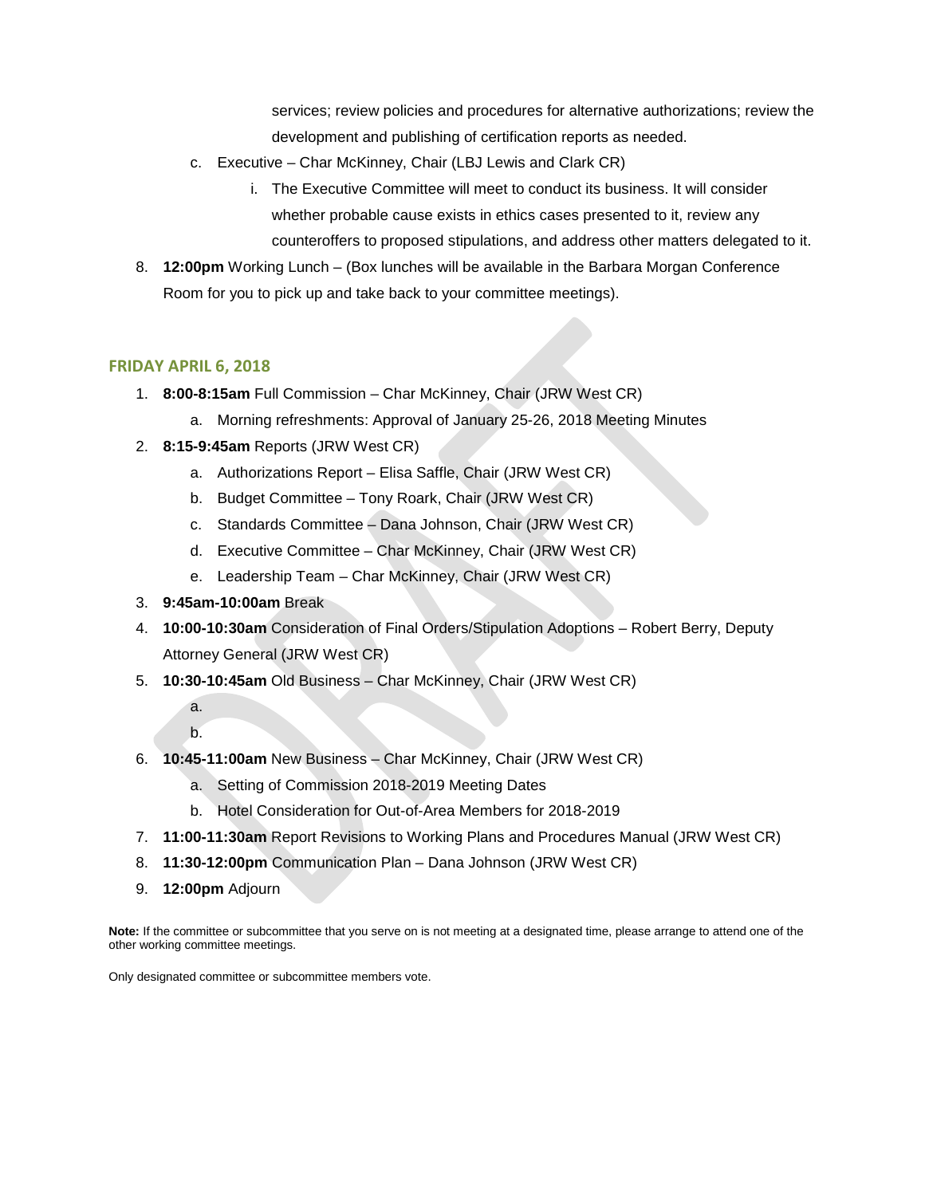services; review policies and procedures for alternative authorizations; review the development and publishing of certification reports as needed.

   c. Executive – Char McKinney, Chair (LBJ Lewis and Clark CR)

      i. The Executive Committee will meet to conduct its business. It will consider whether probable cause exists in ethics cases presented to it, review any counteroffers to proposed stipulations, and address other matters delegated to it.

8. **12:00pm** Working Lunch – (Box lunches will be available in the Barbara Morgan Conference Room for you to pick up and take back to your committee meetings).

## FRIDAY APRIL 6, 2018

1. **8:00-8:15am** Full Commission – Char McKinney, Chair (JRW West CR)
   a. Morning refreshments: Approval of January 25-26, 2018 Meeting Minutes
2. **8:15-9:45am** Reports (JRW West CR)
   a. Authorizations Report – Elisa Saffle, Chair (JRW West CR)
   b. Budget Committee – Tony Roark, Chair (JRW West CR)
   c. Standards Committee – Dana Johnson, Chair (JRW West CR)
   d. Executive Committee – Char McKinney, Chair (JRW West CR)
   e. Leadership Team – Char McKinney, Chair (JRW West CR)
3. **9:45am-10:00am** Break
4. **10:00-10:30am** Consideration of Final Orders/Stipulation Adoptions – Robert Berry, Deputy Attorney General (JRW West CR)
5. **10:30-10:45am** Old Business – Char McKinney, Chair (JRW West CR)
   a.
   b.
6. **10:45-11:00am** New Business – Char McKinney, Chair (JRW West CR)
   a. Setting of Commission 2018-2019 Meeting Dates
   b. Hotel Consideration for Out-of-Area Members for 2018-2019
7. **11:00-11:30am** Report Revisions to Working Plans and Procedures Manual (JRW West CR)
8. **11:30-12:00pm** Communication Plan – Dana Johnson (JRW West CR)
9. **12:00pm** Adjourn

**Note:** If the committee or subcommittee that you serve on is not meeting at a designated time, please arrange to attend one of the other working committee meetings.

Only designated committee or subcommittee members vote.